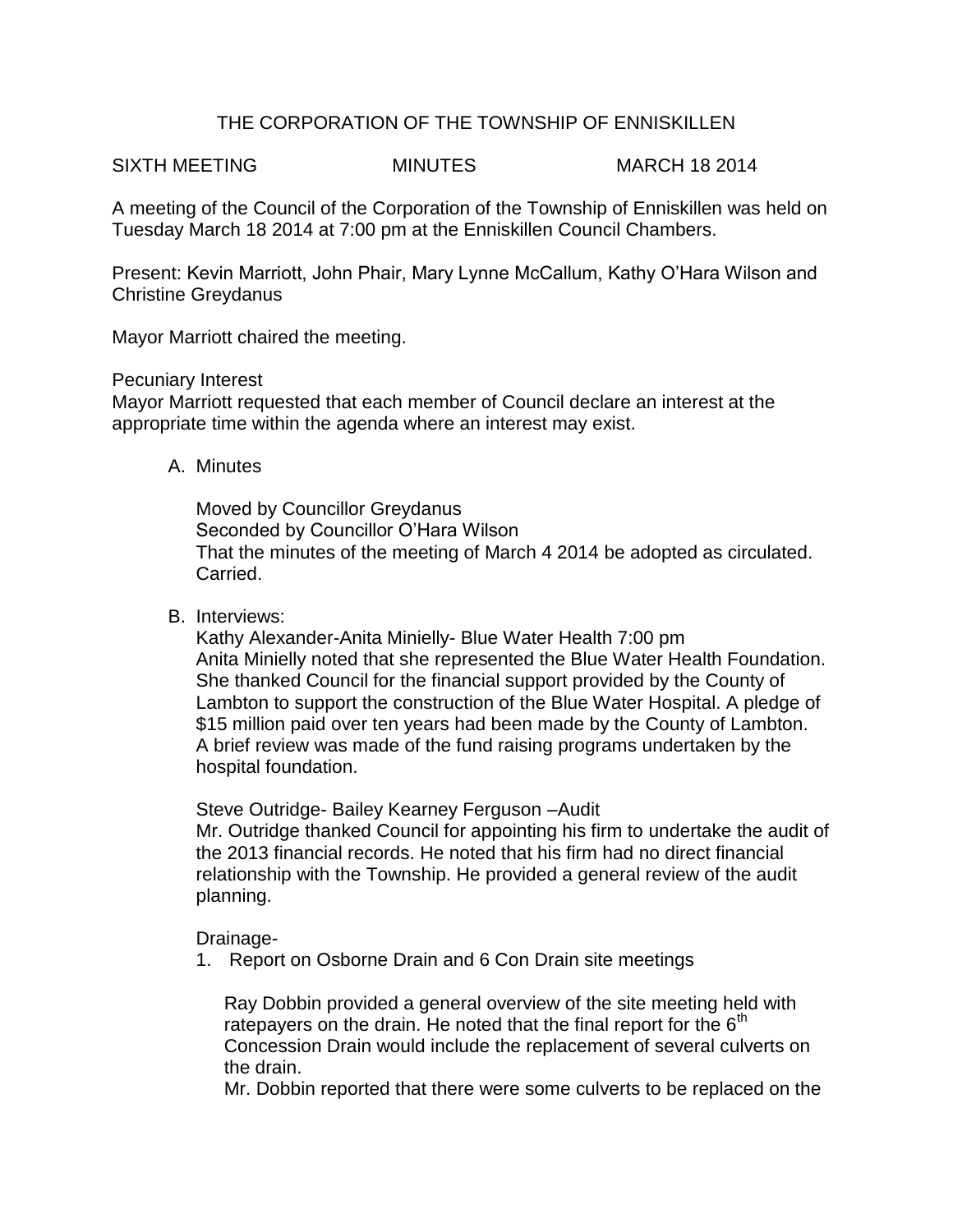# THE CORPORATION OF THE TOWNSHIP OF ENNISKILLEN

SIXTH MEETING MINUTES MARCH 18 2014

A meeting of the Council of the Corporation of the Township of Enniskillen was held on Tuesday March 18 2014 at 7:00 pm at the Enniskillen Council Chambers.

Present: Kevin Marriott, John Phair, Mary Lynne McCallum, Kathy O'Hara Wilson and Christine Greydanus

Mayor Marriott chaired the meeting.

Pecuniary Interest

Mayor Marriott requested that each member of Council declare an interest at the appropriate time within the agenda where an interest may exist.

A. Minutes

   Moved by Councillor Greydanus
   Seconded by Councillor O'Hara Wilson
   That the minutes of the meeting of March 4 2014 be adopted as circulated.
   Carried.

B. Interviews:

   Kathy Alexander-Anita Minielly- Blue Water Health 7:00 pm
   Anita Minielly noted that she represented the Blue Water Health Foundation. She thanked Council for the financial support provided by the County of Lambton to support the construction of the Blue Water Hospital. A pledge of $15 million paid over ten years had been made by the County of Lambton. A brief review was made of the fund raising programs undertaken by the hospital foundation.

   Steve Outridge- Bailey Kearney Ferguson –Audit
   Mr. Outridge thanked Council for appointing his firm to undertake the audit of the 2013 financial records. He noted that his firm had no direct financial relationship with the Township. He provided a general review of the audit planning.

   Drainage-

   1. Report on Osborne Drain and 6 Con Drain site meetings

      Ray Dobbin provided a general overview of the site meeting held with ratepayers on the drain. He noted that the final report for the 6th Concession Drain would include the replacement of several culverts on the drain.
      Mr. Dobbin reported that there were some culverts to be replaced on the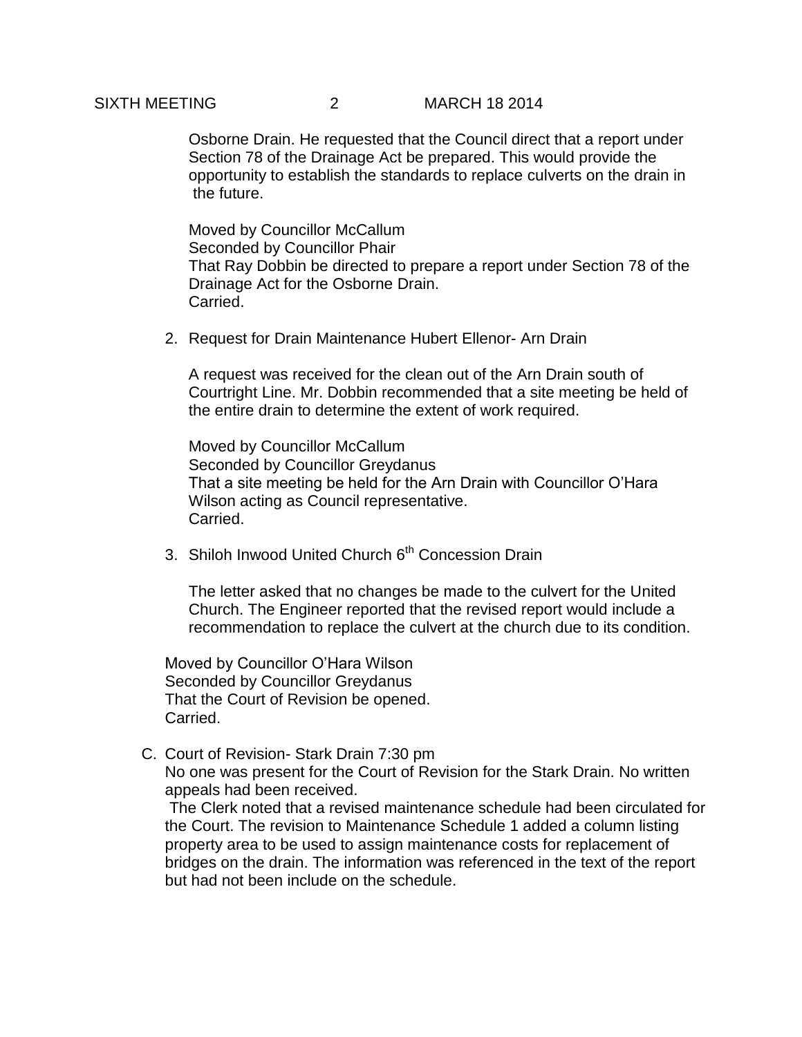Osborne Drain. He requested that the Council direct that a report under Section 78 of the Drainage Act be prepared. This would provide the opportunity to establish the standards to replace culverts on the drain in the future.

Moved by Councillor McCallum
Seconded by Councillor Phair
That Ray Dobbin be directed to prepare a report under Section 78 of the Drainage Act for the Osborne Drain.
Carried.

2. Request for Drain Maintenance Hubert Ellenor- Arn Drain

   A request was received for the clean out of the Arn Drain south of Courtright Line. Mr. Dobbin recommended that a site meeting be held of the entire drain to determine the extent of work required.

   Moved by Councillor McCallum
   Seconded by Councillor Greydanus
   That a site meeting be held for the Arn Drain with Councillor O'Hara Wilson acting as Council representative.
   Carried.

3. Shiloh Inwood United Church 6th Concession Drain

   The letter asked that no changes be made to the culvert for the United Church. The Engineer reported that the revised report would include a recommendation to replace the culvert at the church due to its condition.

Moved by Councillor O'Hara Wilson
Seconded by Councillor Greydanus
That the Court of Revision be opened.
Carried.

C. Court of Revision- Stark Drain 7:30 pm
   No one was present for the Court of Revision for the Stark Drain. No written appeals had been received.
   The Clerk noted that a revised maintenance schedule had been circulated for the Court. The revision to Maintenance Schedule 1 added a column listing property area to be used to assign maintenance costs for replacement of bridges on the drain. The information was referenced in the text of the report but had not been include on the schedule.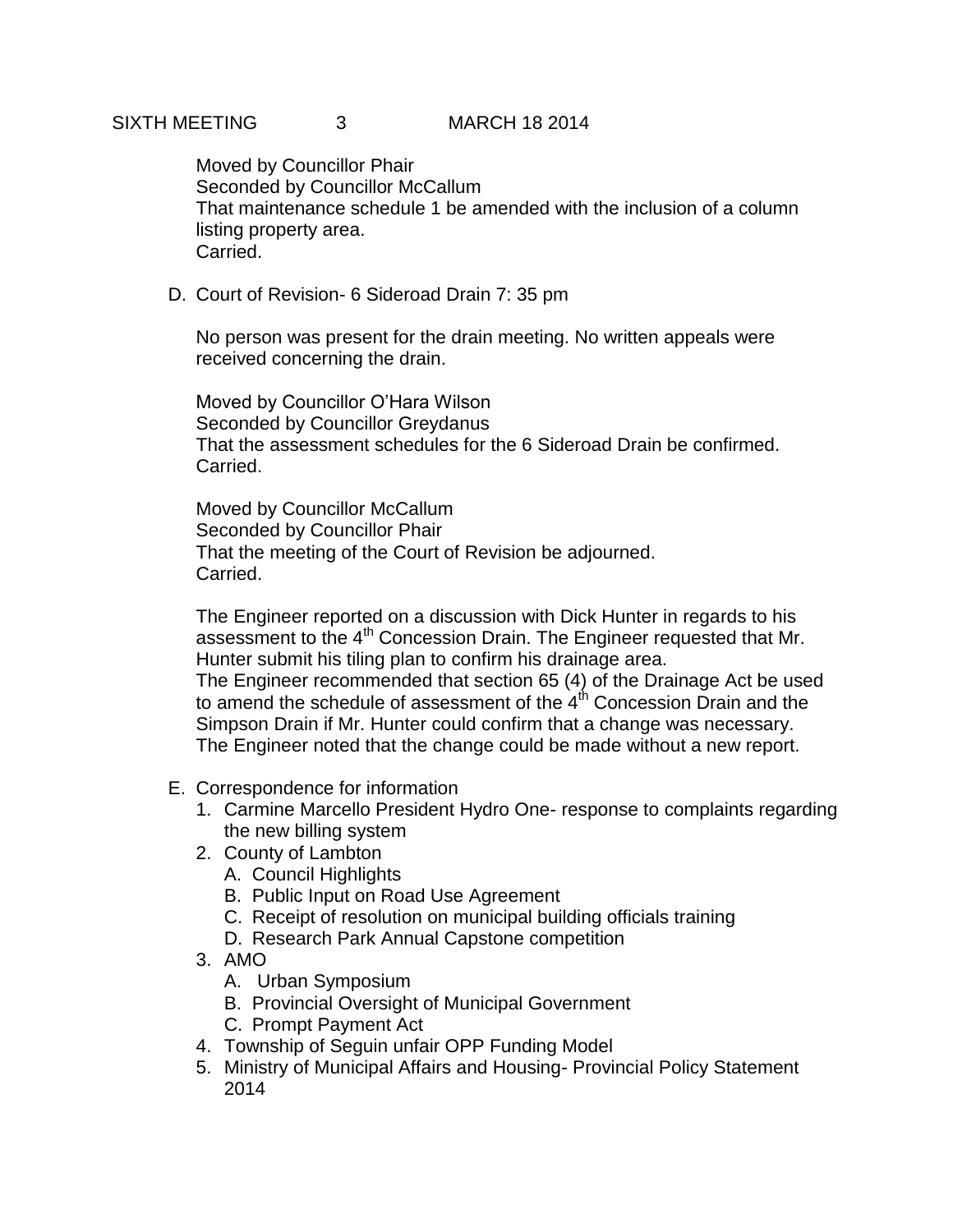Moved by Councillor Phair
Seconded by Councillor McCallum
That maintenance schedule 1 be amended with the inclusion of a column listing property area.
Carried.

D. Court of Revision- 6 Sideroad Drain 7: 35 pm

No person was present for the drain meeting. No written appeals were received concerning the drain.

Moved by Councillor O'Hara Wilson
Seconded by Councillor Greydanus
That the assessment schedules for the 6 Sideroad Drain be confirmed.
Carried.

Moved by Councillor McCallum
Seconded by Councillor Phair
That the meeting of the Court of Revision be adjourned.
Carried.

The Engineer reported on a discussion with Dick Hunter in regards to his assessment to the 4th Concession Drain. The Engineer requested that Mr. Hunter submit his tiling plan to confirm his drainage area.
The Engineer recommended that section 65 (4) of the Drainage Act be used to amend the schedule of assessment of the 4th Concession Drain and the Simpson Drain if Mr. Hunter could confirm that a change was necessary.
The Engineer noted that the change could be made without a new report.

E. Correspondence for information
   1. Carmine Marcello President Hydro One- response to complaints regarding the new billing system
   2. County of Lambton
      A. Council Highlights
      B. Public Input on Road Use Agreement
      C. Receipt of resolution on municipal building officials training
      D. Research Park Annual Capstone competition
   3. AMO
      A. Urban Symposium
      B. Provincial Oversight of Municipal Government
      C. Prompt Payment Act
   4. Township of Seguin unfair OPP Funding Model
   5. Ministry of Municipal Affairs and Housing- Provincial Policy Statement 2014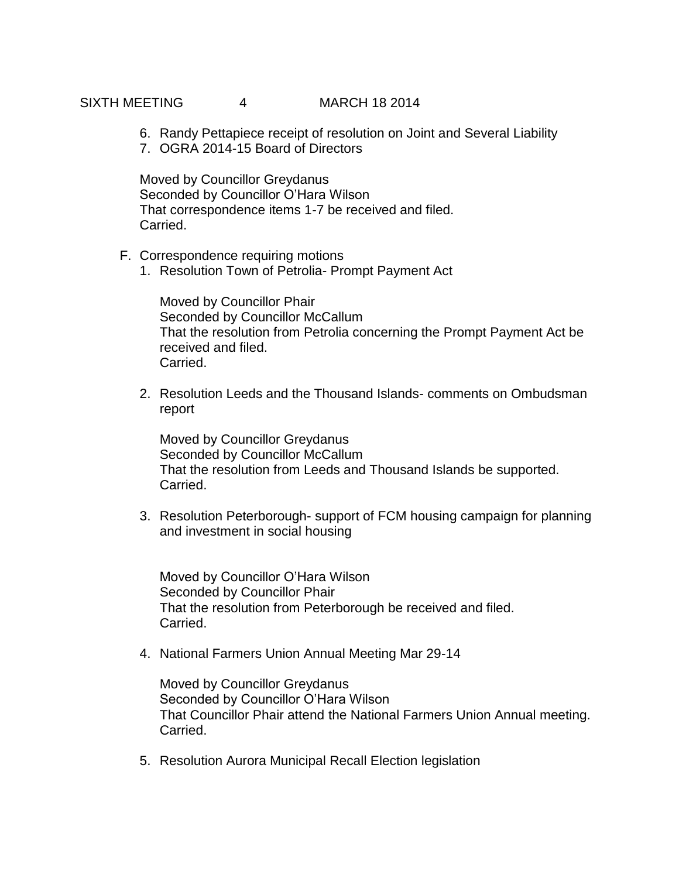6. Randy Pettapiece receipt of resolution on Joint and Several Liability
7. OGRA 2014-15 Board of Directors

Moved by Councillor Greydanus
Seconded by Councillor O'Hara Wilson
That correspondence items 1-7 be received and filed.
Carried.

F. Correspondence requiring motions

1. Resolution Town of Petrolia- Prompt Payment Act

   Moved by Councillor Phair
   Seconded by Councillor McCallum
   That the resolution from Petrolia concerning the Prompt Payment Act be received and filed.
   Carried.

2. Resolution Leeds and the Thousand Islands- comments on Ombudsman report

   Moved by Councillor Greydanus
   Seconded by Councillor McCallum
   That the resolution from Leeds and Thousand Islands be supported.
   Carried.

3. Resolution Peterborough- support of FCM housing campaign for planning and investment in social housing

   Moved by Councillor O'Hara Wilson
   Seconded by Councillor Phair
   That the resolution from Peterborough be received and filed.
   Carried.

4. National Farmers Union Annual Meeting Mar 29-14

   Moved by Councillor Greydanus
   Seconded by Councillor O'Hara Wilson
   That Councillor Phair attend the National Farmers Union Annual meeting.
   Carried.

5. Resolution Aurora Municipal Recall Election legislation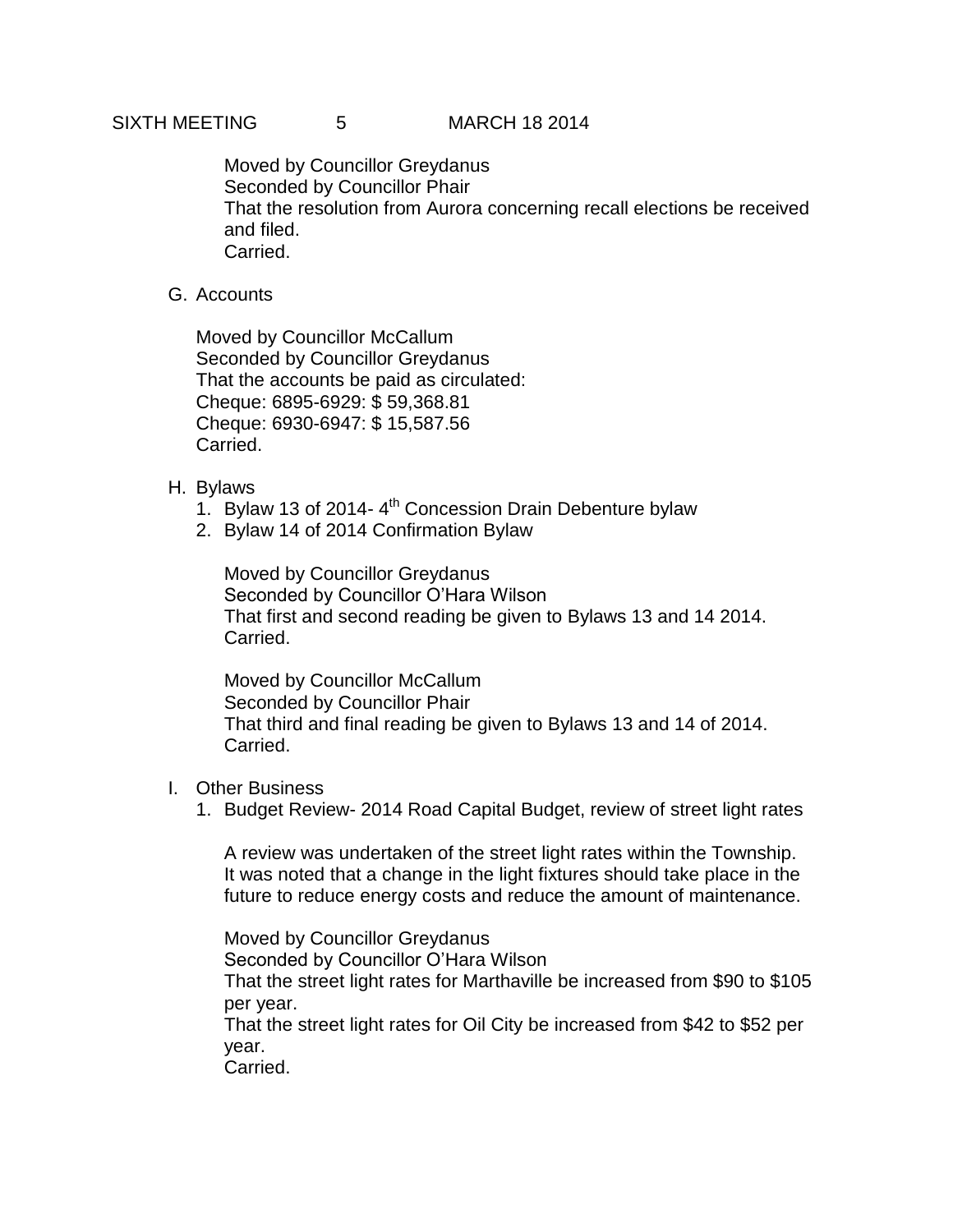Moved by Councillor Greydanus
Seconded by Councillor Phair
That the resolution from Aurora concerning recall elections be received and filed.
Carried.

G. Accounts

Moved by Councillor McCallum
Seconded by Councillor Greydanus
That the accounts be paid as circulated:
Cheque: 6895-6929: $ 59,368.81
Cheque: 6930-6947: $ 15,587.56
Carried.

H. Bylaws

1. Bylaw 13 of 2014- 4th Concession Drain Debenture bylaw
2. Bylaw 14 of 2014 Confirmation Bylaw

Moved by Councillor Greydanus
Seconded by Councillor O'Hara Wilson
That first and second reading be given to Bylaws 13 and 14 2014.
Carried.

Moved by Councillor McCallum
Seconded by Councillor Phair
That third and final reading be given to Bylaws 13 and 14 of 2014.
Carried.

I. Other Business

1. Budget Review- 2014 Road Capital Budget, review of street light rates

A review was undertaken of the street light rates within the Township. It was noted that a change in the light fixtures should take place in the future to reduce energy costs and reduce the amount of maintenance.

Moved by Councillor Greydanus
Seconded by Councillor O'Hara Wilson
That the street light rates for Marthaville be increased from $90 to $105 per year.
That the street light rates for Oil City be increased from $42 to $52 per year.
Carried.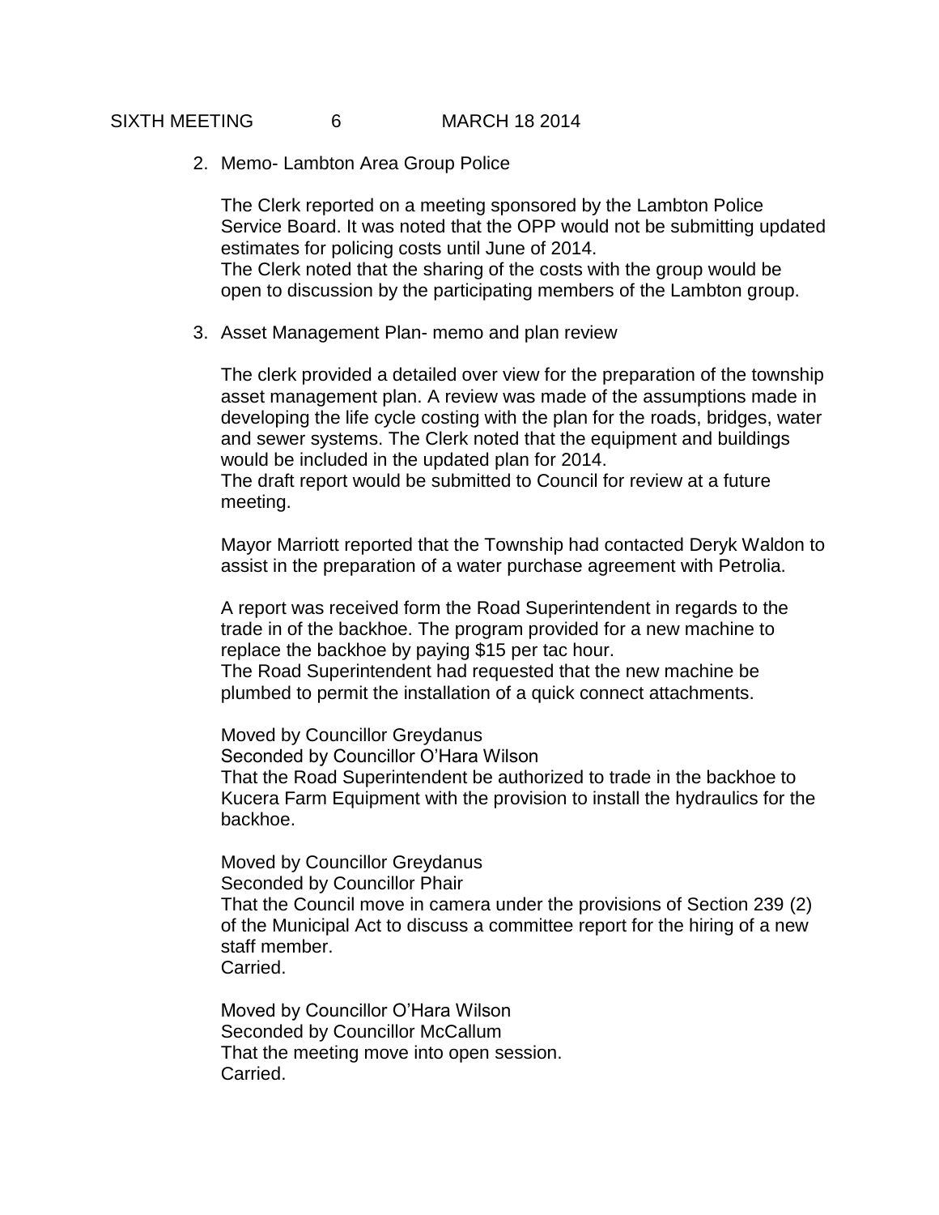2. Memo- Lambton Area Group Police

   The Clerk reported on a meeting sponsored by the Lambton Police Service Board. It was noted that the OPP would not be submitting updated estimates for policing costs until June of 2014.
   The Clerk noted that the sharing of the costs with the group would be open to discussion by the participating members of the Lambton group.

3. Asset Management Plan- memo and plan review

   The clerk provided a detailed over view for the preparation of the township asset management plan. A review was made of the assumptions made in developing the life cycle costing with the plan for the roads, bridges, water and sewer systems. The Clerk noted that the equipment and buildings would be included in the updated plan for 2014.
   The draft report would be submitted to Council for review at a future meeting.

   Mayor Marriott reported that the Township had contacted Deryk Waldon to assist in the preparation of a water purchase agreement with Petrolia.

   A report was received form the Road Superintendent in regards to the trade in of the backhoe. The program provided for a new machine to replace the backhoe by paying $15 per tac hour.
   The Road Superintendent had requested that the new machine be plumbed to permit the installation of a quick connect attachments.

   Moved by Councillor Greydanus
   Seconded by Councillor O'Hara Wilson
   That the Road Superintendent be authorized to trade in the backhoe to Kucera Farm Equipment with the provision to install the hydraulics for the backhoe.

   Moved by Councillor Greydanus
   Seconded by Councillor Phair
   That the Council move in camera under the provisions of Section 239 (2) of the Municipal Act to discuss a committee report for the hiring of a new staff member.
   Carried.

   Moved by Councillor O'Hara Wilson
   Seconded by Councillor McCallum
   That the meeting move into open session.
   Carried.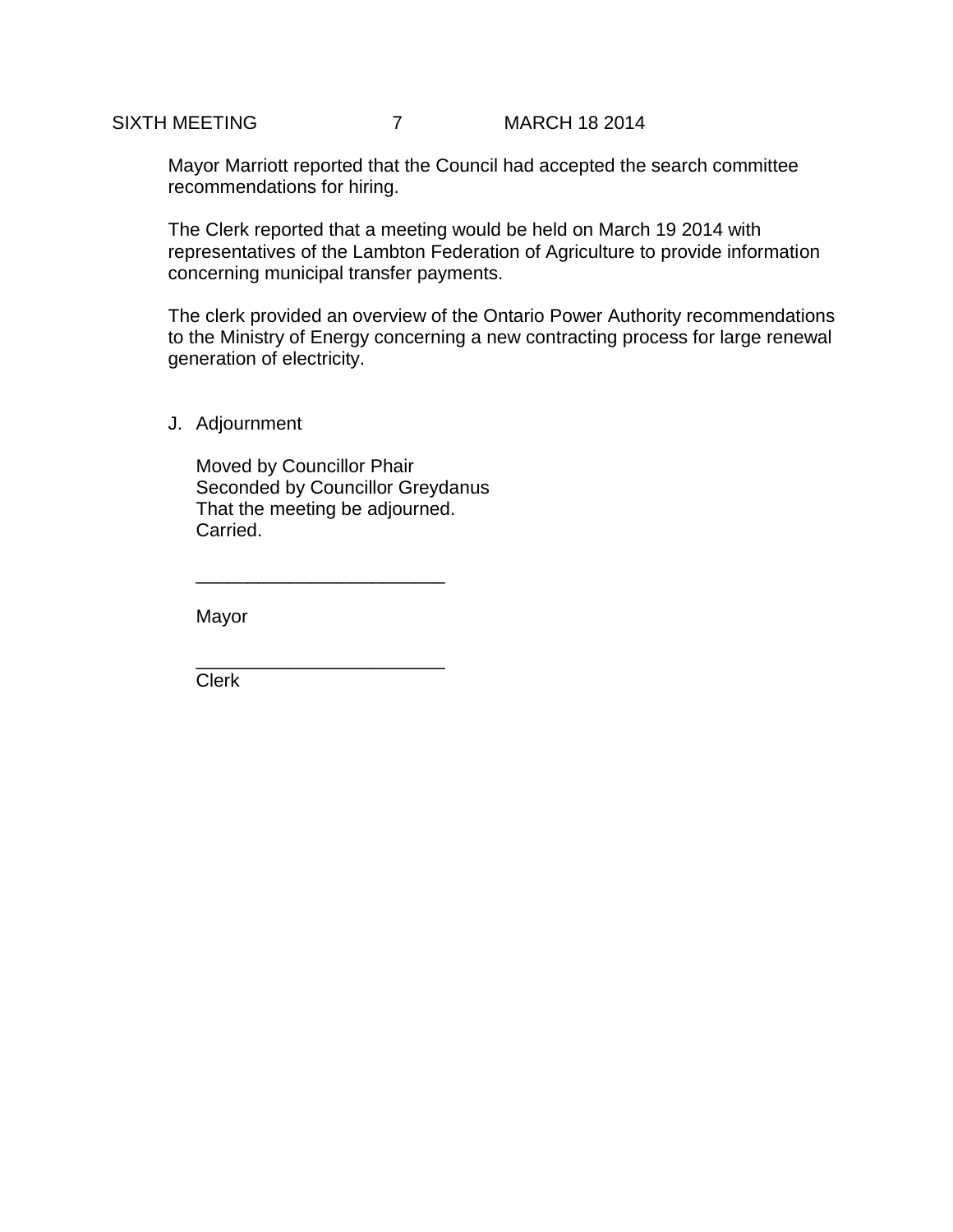Mayor Marriott reported that the Council had accepted the search committee recommendations for hiring.

The Clerk reported that a meeting would be held on March 19 2014 with representatives of the Lambton Federation of Agriculture to provide information concerning municipal transfer payments.

The clerk provided an overview of the Ontario Power Authority recommendations to the Ministry of Energy concerning a new contracting process for large renewal generation of electricity.

J. Adjournment

Moved by Councillor Phair
Seconded by Councillor Greydanus
That the meeting be adjourned.
Carried.

________________________

Mayor

________________________
Clerk